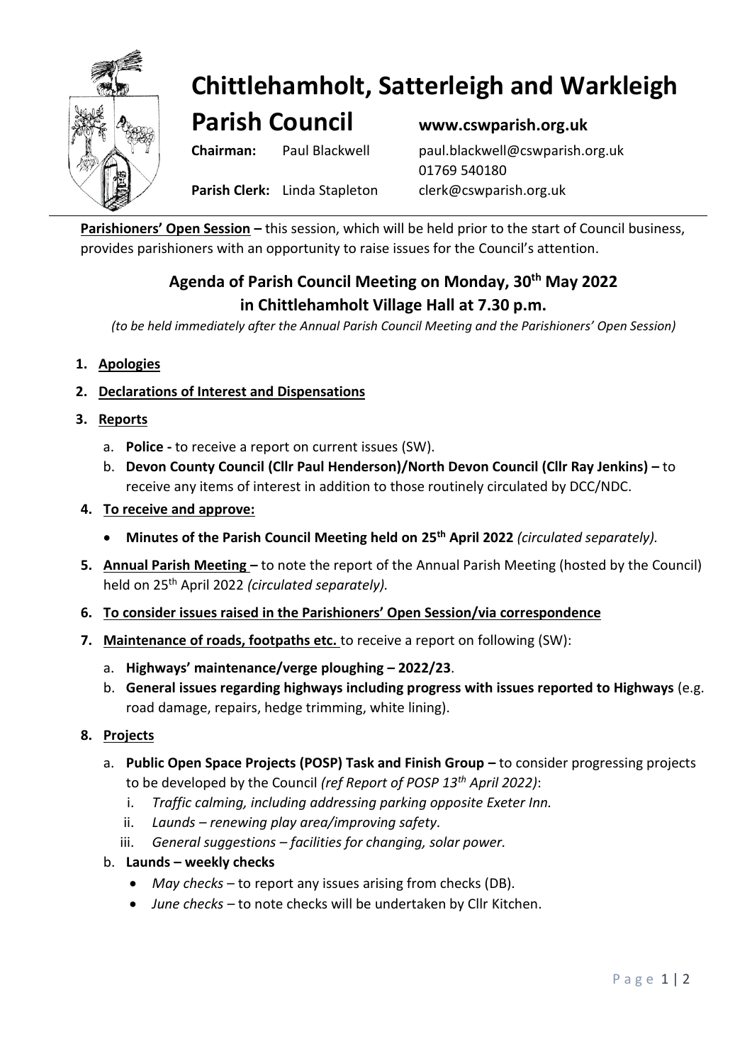# Chittlehamholt, Satterleigh and Warkleigh Parish Council

**www.cswparish.org.uk**

**Chairman:** Paul Blackwell paul.blackwell@cswparish.org.uk 01769 540180

**Parish Clerk:** Linda Stapleton clerk@cswparish.org.uk

**Parishioners' Open Session –** this session, which will be held prior to the start of Council business, provides parishioners with an opportunity to raise issues for the Council's attention.

## Agenda of Parish Council Meeting on Monday, 30th May 2022 in Chittlehamholt Village Hall at 7.30 p.m.

*(to be held immediately after the Annual Parish Council Meeting and the Parishioners' Open Session)*

1. **Apologies**
2. **Declarations of Interest and Dispensations**
3. **Reports**
   a. **Police -** to receive a report on current issues (SW).
   b. **Devon County Council (Cllr Paul Henderson)/North Devon Council (Cllr Ray Jenkins) –** to receive any items of interest in addition to those routinely circulated by DCC/NDC.
4. **To receive and approve:**
   - **Minutes of the Parish Council Meeting held on 25th April 2022** *(circulated separately).*
5. **Annual Parish Meeting –** to note the report of the Annual Parish Meeting (hosted by the Council) held on 25th April 2022 *(circulated separately).*
6. **To consider issues raised in the Parishioners' Open Session/via correspondence**
7. **Maintenance of roads, footpaths etc.** to receive a report on following (SW):
   a. **Highways' maintenance/verge ploughing – 2022/23**.
   b. **General issues regarding highways including progress with issues reported to Highways** (e.g. road damage, repairs, hedge trimming, white lining).
8. **Projects**
   a. **Public Open Space Projects (POSP) Task and Finish Group –** to consider progressing projects to be developed by the Council *(ref Report of POSP 13th April 2022)*:
      i. *Traffic calming, including addressing parking opposite Exeter Inn.*
      ii. *Launds – renewing play area/improving safety.*
      iii. *General suggestions – facilities for changing, solar power.*
   b. **Launds – weekly checks**
      - *May checks* – to report any issues arising from checks (DB).
      - *June checks* – to note checks will be undertaken by Cllr Kitchen.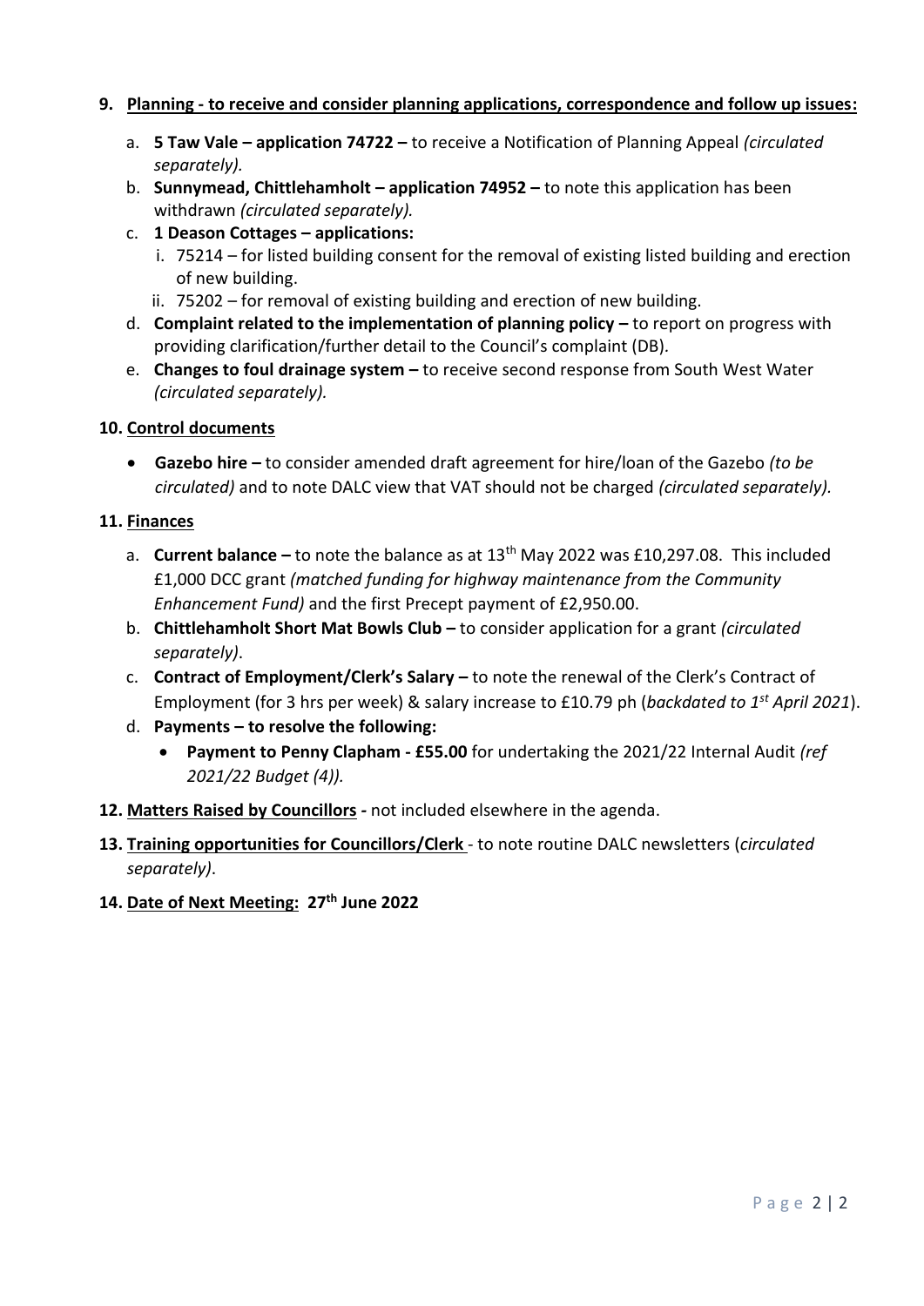9. **Planning - to receive and consider planning applications, correspondence and follow up issues:**
   a. **5 Taw Vale – application 74722 –** to receive a Notification of Planning Appeal *(circulated separately).*
   b. **Sunnymead, Chittlehamholt – application 74952 –** to note this application has been withdrawn *(circulated separately).*
   c. **1 Deason Cottages – applications:**
      i. 75214 – for listed building consent for the removal of existing listed building and erection of new building.
      ii. 75202 – for removal of existing building and erection of new building.
   d. **Complaint related to the implementation of planning policy –** to report on progress with providing clarification/further detail to the Council's complaint (DB).
   e. **Changes to foul drainage system –** to receive second response from South West Water *(circulated separately).*

10. **Control documents**
    - **Gazebo hire –** to consider amended draft agreement for hire/loan of the Gazebo *(to be circulated)* and to note DALC view that VAT should not be charged *(circulated separately).*

11. **Finances**
    a. **Current balance –** to note the balance as at 13th May 2022 was £10,297.08. This included £1,000 DCC grant *(matched funding for highway maintenance from the Community Enhancement Fund)* and the first Precept payment of £2,950.00.
    b. **Chittlehamholt Short Mat Bowls Club –** to consider application for a grant *(circulated separately)*.
    c. **Contract of Employment/Clerk's Salary –** to note the renewal of the Clerk's Contract of Employment (for 3 hrs per week) & salary increase to £10.79 ph (*backdated to 1st April 2021*).
    d. **Payments – to resolve the following:**
       - **Payment to Penny Clapham - £55.00** for undertaking the 2021/22 Internal Audit *(ref 2021/22 Budget (4)).*

12. **Matters Raised by Councillors -** not included elsewhere in the agenda.

13. **Training opportunities for Councillors/Clerk** - to note routine DALC newsletters (*circulated separately)*.

14. **Date of Next Meeting: 27th June 2022**